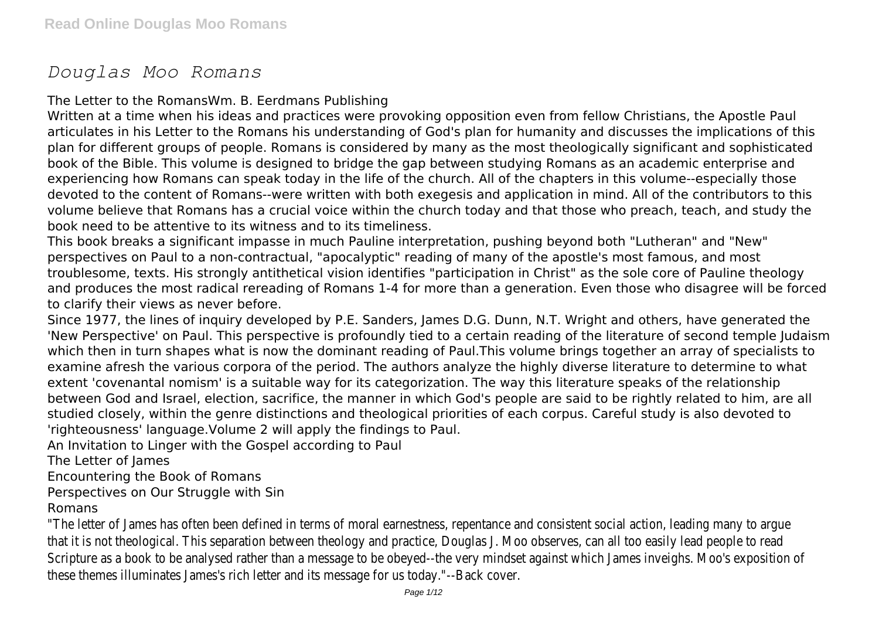# *Douglas Moo Romans*

The Letter to the RomansWm. B. Eerdmans Publishing

Written at a time when his ideas and practices were provoking opposition even from fellow Christians, the Apostle Paul articulates in his Letter to the Romans his understanding of God's plan for humanity and discusses the implications of this plan for different groups of people. Romans is considered by many as the most theologically significant and sophisticated book of the Bible. This volume is designed to bridge the gap between studying Romans as an academic enterprise and experiencing how Romans can speak today in the life of the church. All of the chapters in this volume--especially those devoted to the content of Romans--were written with both exegesis and application in mind. All of the contributors to this volume believe that Romans has a crucial voice within the church today and that those who preach, teach, and study the book need to be attentive to its witness and to its timeliness.

This book breaks a significant impasse in much Pauline interpretation, pushing beyond both "Lutheran" and "New" perspectives on Paul to a non-contractual, "apocalyptic" reading of many of the apostle's most famous, and most troublesome, texts. His strongly antithetical vision identifies "participation in Christ" as the sole core of Pauline theology and produces the most radical rereading of Romans 1-4 for more than a generation. Even those who disagree will be forced to clarify their views as never before.

Since 1977, the lines of inquiry developed by P.E. Sanders, James D.G. Dunn, N.T. Wright and others, have generated the 'New Perspective' on Paul. This perspective is profoundly tied to a certain reading of the literature of second temple Judaism which then in turn shapes what is now the dominant reading of Paul.This volume brings together an array of specialists to examine afresh the various corpora of the period. The authors analyze the highly diverse literature to determine to what extent 'covenantal nomism' is a suitable way for its categorization. The way this literature speaks of the relationship between God and Israel, election, sacrifice, the manner in which God's people are said to be rightly related to him, are all studied closely, within the genre distinctions and theological priorities of each corpus. Careful study is also devoted to 'righteousness' language.Volume 2 will apply the findings to Paul.

An Invitation to Linger with the Gospel according to Paul

The Letter of James

Encountering the Book of Romans

Perspectives on Our Struggle with Sin

Romans

"The letter of James has often been defined in terms of moral earnestness, repentance and consistent social action, leading many to argue that it is not theological. This separation between theology and practice, Douglas J. Moo observes, can all too easily lead people to read Scripture as a book to be analysed rather than a message to be obeyed--the very mindset against which James inveighs. Moo's exposition of these themes illuminates James's rich letter and its message for us today."--Back cover.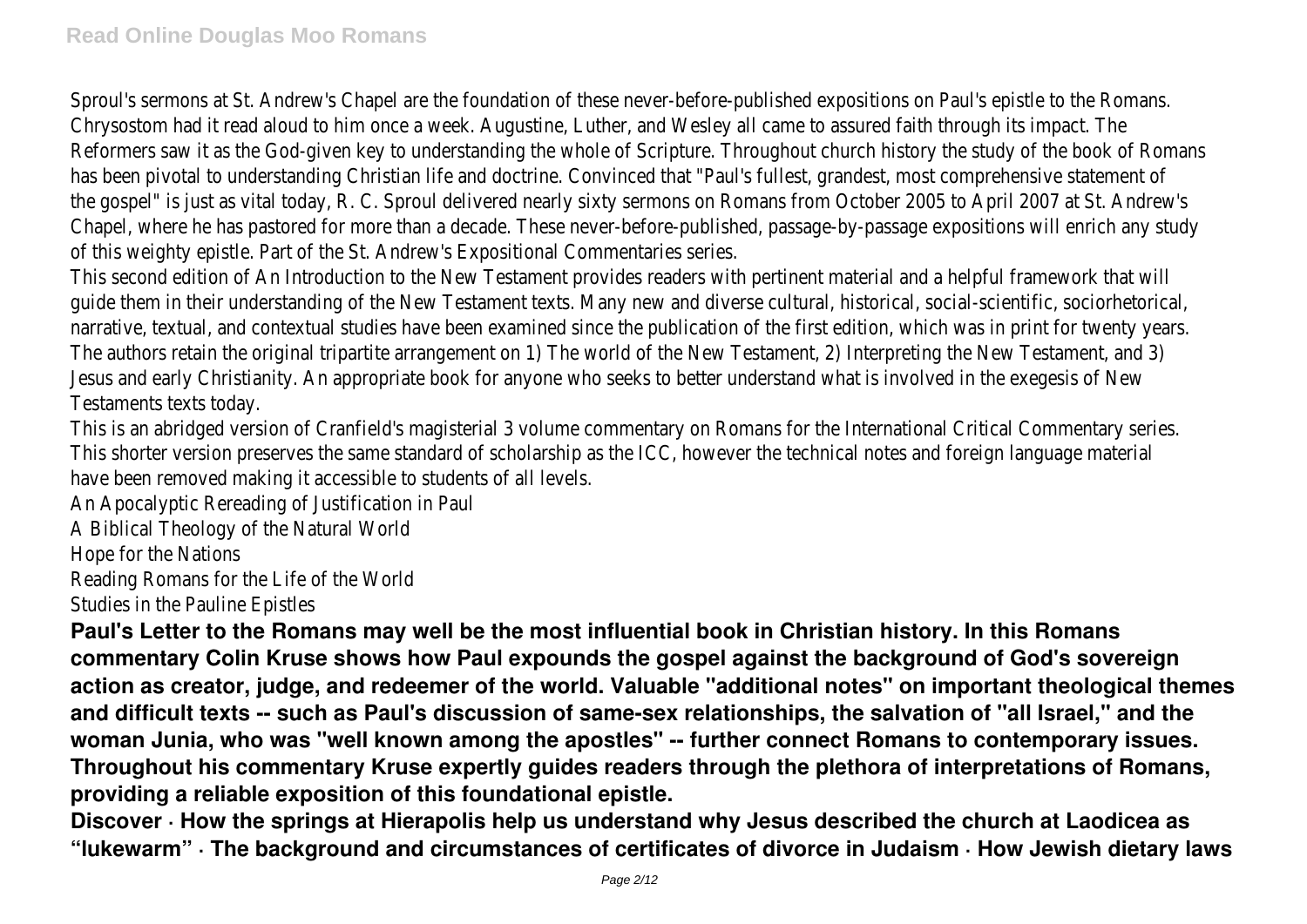Sproul's sermons at St. Andrew's Chapel are the foundation of these never-before-published expositions on Paul's epistle to the Romans. Chrysostom had it read aloud to him once a week. Augustine, Luther, and Wesley all came to assured faith through its impact. The Reformers saw it as the God-given key to understanding the whole of Scripture. Throughout church history the study of the book of Romans has been pivotal to understanding Christian life and doctrine. Convinced that "Paul's fullest, grandest, most comprehensive statement of the gospel" is just as vital today, R. C. Sproul delivered nearly sixty sermons on Romans from October 2005 to April 2007 at St. Andrew's Chapel, where he has pastored for more than a decade. These never-before-published, passage-by-passage expositions will enrich any study of this weighty epistle. Part of the St. Andrew's Expositional Commentaries series.

This second edition of An Introduction to the New Testament provides readers with pertinent material and a helpful framework that will guide them in their understanding of the New Testament texts. Many new and diverse cultural, historical, social-scientific, sociorhetorical, narrative, textual, and contextual studies have been examined since the publication of the first edition, which was in print for twenty years. The authors retain the original tripartite arrangement on 1) The world of the New Testament, 2) Interpreting the New Testament, and 3) Jesus and early Christianity. An appropriate book for anyone who seeks to better understand what is involved in the exegesis of New Testaments texts today.

This is an abridged version of Cranfield's magisterial 3 volume commentary on Romans for the International Critical Commentary series. This shorter version preserves the same standard of scholarship as the ICC, however the technical notes and foreign language material have been removed making it accessible to students of all levels.

An Apocalyptic Rereading of Justification in Paul

A Biblical Theology of the Natural World

Hope for the Nations

Reading Romans for the Life of the World

Studies in the Pauline Epistles

**Paul's Letter to the Romans may well be the most influential book in Christian history. In this Romans commentary Colin Kruse shows how Paul expounds the gospel against the background of God's sovereign action as creator, judge, and redeemer of the world. Valuable "additional notes" on important theological themes and difficult texts -- such as Paul's discussion of same-sex relationships, the salvation of "all Israel," and the woman Junia, who was "well known among the apostles" -- further connect Romans to contemporary issues. Throughout his commentary Kruse expertly guides readers through the plethora of interpretations of Romans, providing a reliable exposition of this foundational epistle.**

**Discover · How the springs at Hierapolis help us understand why Jesus described the church at Laodicea as "lukewarm" · The background and circumstances of certificates of divorce in Judaism · How Jewish dietary laws**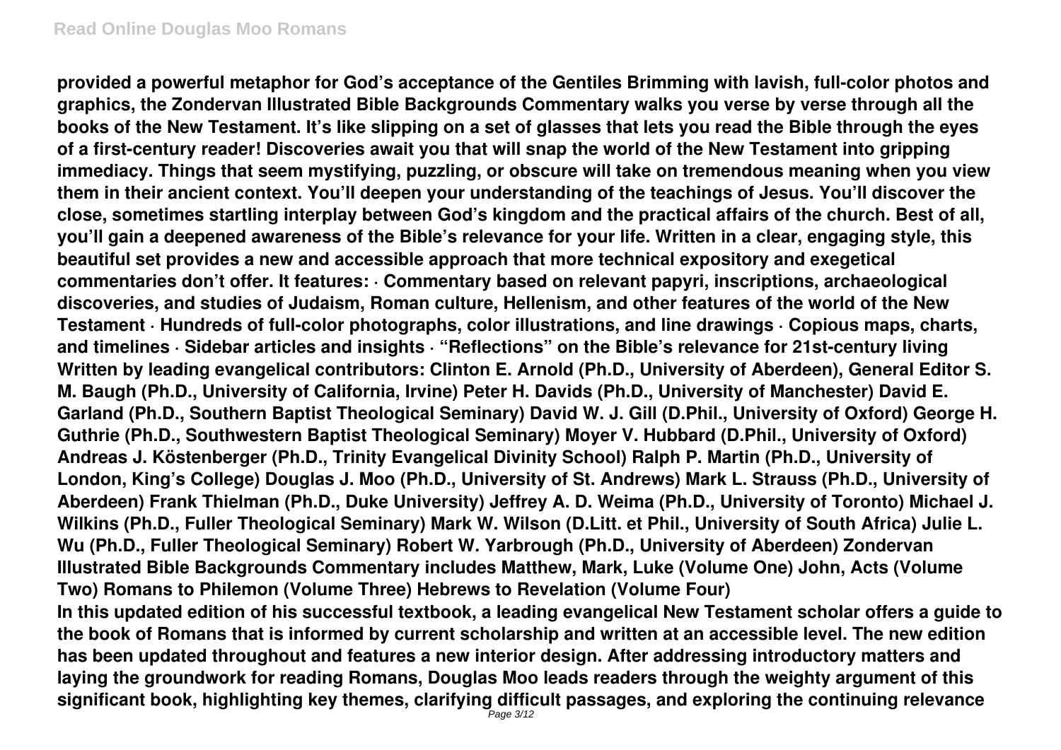provided a powerful metaphor for God's acceptance of the Gentiles Brimming with lavish, full-color photos and graphics, the Zondervan Illustrated Bible Backgrounds Commentary walks you verse by verse through all the books of the New Testament. It's like slipping on a set of glasses that lets you read the Bible through the eyes of a first-century reader! Discoveries await you that will snap the world of the New Testament into gripping immediacy. Things that seem mystifying, puzzling, or obscure will take on tremendous meaning when you view them in their ancient context. You'll deepen your understanding of the teachings of Jesus. You'll discover the close, sometimes startling interplay between God's kingdom and the practical affairs of the church. Best of all, you'll gain a deepened awareness of the Bible's relevance for your life. Written in a clear, engaging style, this beautiful set provides a new and accessible approach that more technical expository and exegetical commentaries don't offer. It features: · Commentary based on relevant papyri, inscriptions, archaeological discoveries, and studies of Judaism, Roman culture, Hellenism, and other features of the world of the New Testament · Hundreds of full-color photographs, color illustrations, and line drawings · Copious maps, charts, and timelines · Sidebar articles and insights · "Reflections" on the Bible's relevance for 21st-century living Written by leading evangelical contributors: Clinton E. Arnold (Ph.D., University of Aberdeen), General Editor S. M. Baugh (Ph.D., University of California, Irvine) Peter H. Davids (Ph.D., University of Manchester) David E. Garland (Ph.D., Southern Baptist Theological Seminary) David W. J. Gill (D.Phil., University of Oxford) George H. Guthrie (Ph.D., Southwestern Baptist Theological Seminary) Moyer V. Hubbard (D.Phil., University of Oxford) Andreas J. Köstenberger (Ph.D., Trinity Evangelical Divinity School) Ralph P. Martin (Ph.D., University of London, King's College) Douglas J. Moo (Ph.D., University of St. Andrews) Mark L. Strauss (Ph.D., University of Aberdeen) Frank Thielman (Ph.D., Duke University) Jeffrey A. D. Weima (Ph.D., University of Toronto) Michael J. Wilkins (Ph.D., Fuller Theological Seminary) Mark W. Wilson (D.Litt. et Phil., University of South Africa) Julie L. Wu (Ph.D., Fuller Theological Seminary) Robert W. Yarbrough (Ph.D., University of Aberdeen) Zondervan Illustrated Bible Backgrounds Commentary includes Matthew, Mark, Luke (Volume One) John, Acts (Volume Two) Romans to Philemon (Volume Three) Hebrews to Revelation (Volume Four)

In this updated edition of his successful textbook, a leading evangelical New Testament scholar offers a guide to the book of Romans that is informed by current scholarship and written at an accessible level. The new edition has been updated throughout and features a new interior design. After addressing introductory matters and laying the groundwork for reading Romans, Douglas Moo leads readers through the weighty argument of this significant book, highlighting key themes, clarifying difficult passages, and exploring the continuing relevance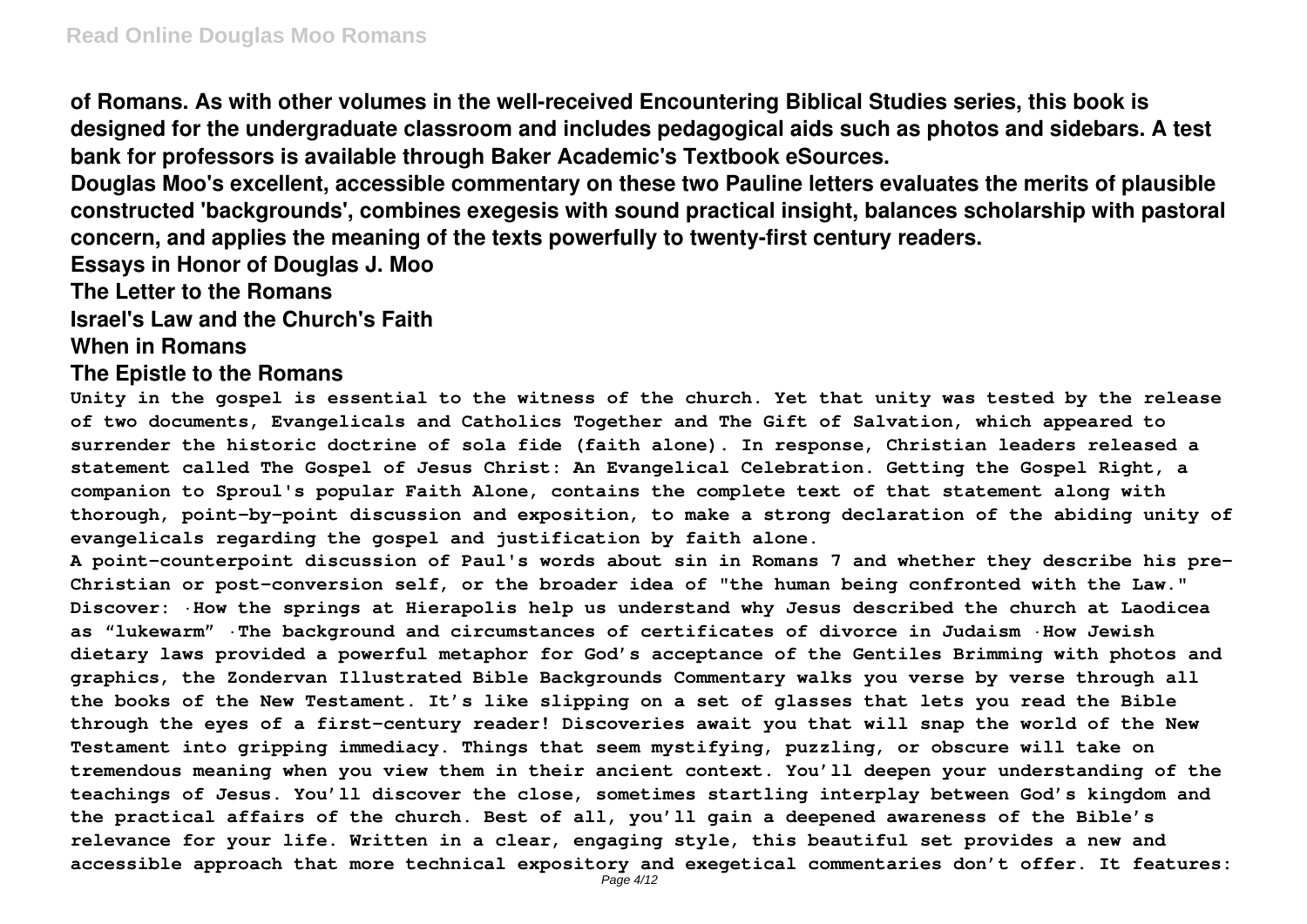**of Romans. As with other volumes in the well-received Encountering Biblical Studies series, this book is designed for the undergraduate classroom and includes pedagogical aids such as photos and sidebars. A test bank for professors is available through Baker Academic's Textbook eSources.**

**Douglas Moo's excellent, accessible commentary on these two Pauline letters evaluates the merits of plausible constructed 'backgrounds', combines exegesis with sound practical insight, balances scholarship with pastoral concern, and applies the meaning of the texts powerfully to twenty-first century readers.**

**Essays in Honor of Douglas J. Moo**

**The Letter to the Romans**

**Israel's Law and the Church's Faith**

**When in Romans**

**The Epistle to the Romans**

**Unity in the gospel is essential to the witness of the church. Yet that unity was tested by the release of two documents, Evangelicals and Catholics Together and The Gift of Salvation, which appeared to surrender the historic doctrine of sola fide (faith alone). In response, Christian leaders released a statement called The Gospel of Jesus Christ: An Evangelical Celebration. Getting the Gospel Right, a companion to Sproul's popular Faith Alone, contains the complete text of that statement along with thorough, point-by-point discussion and exposition, to make a strong declaration of the abiding unity of evangelicals regarding the gospel and justification by faith alone.**

**A point-counterpoint discussion of Paul's words about sin in Romans 7 and whether they describe his pre-Christian or post-conversion self, or the broader idea of "the human being confronted with the Law."**

**Discover: ·How the springs at Hierapolis help us understand why Jesus described the church at Laodicea as "lukewarm" ·The background and circumstances of certificates of divorce in Judaism ·How Jewish dietary laws provided a powerful metaphor for God's acceptance of the Gentiles Brimming with photos and graphics, the Zondervan Illustrated Bible Backgrounds Commentary walks you verse by verse through all the books of the New Testament. It's like slipping on a set of glasses that lets you read the Bible through the eyes of a first-century reader! Discoveries await you that will snap the world of the New Testament into gripping immediacy. Things that seem mystifying, puzzling, or obscure will take on tremendous meaning when you view them in their ancient context. You'll deepen your understanding of the teachings of Jesus. You'll discover the close, sometimes startling interplay between God's kingdom and the practical affairs of the church. Best of all, you'll gain a deepened awareness of the Bible's relevance for your life. Written in a clear, engaging style, this beautiful set provides a new and accessible approach that more technical expository and exegetical commentaries don't offer. It features:**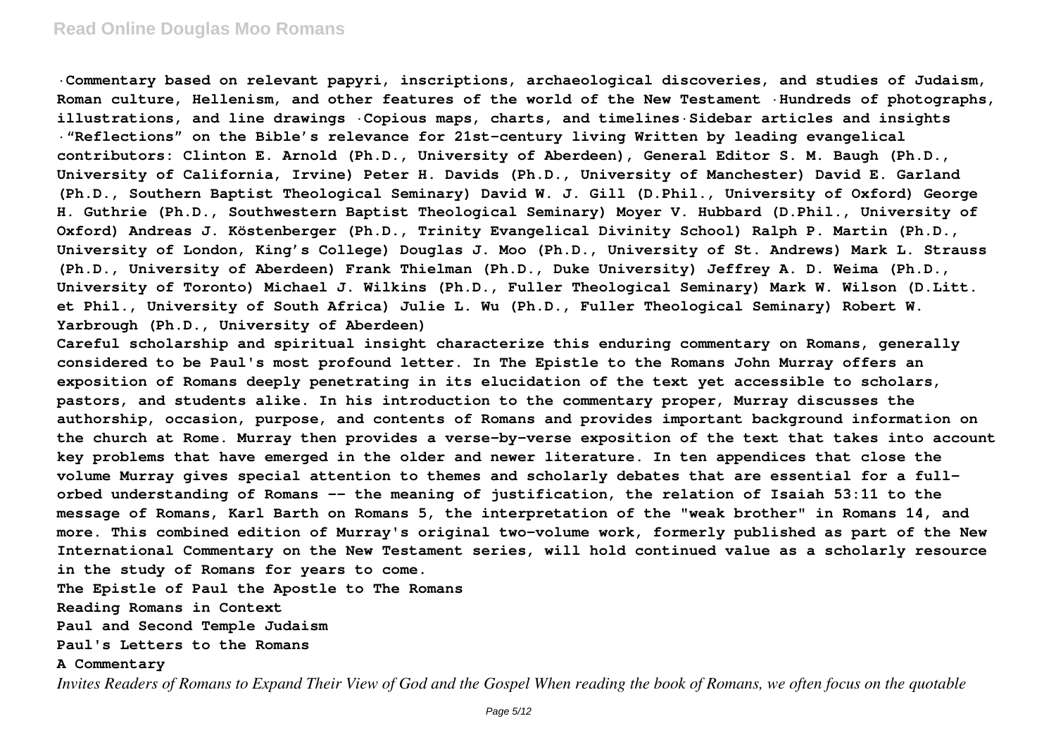**·Commentary based on relevant papyri, inscriptions, archaeological discoveries, and studies of Judaism, Roman culture, Hellenism, and other features of the world of the New Testament ·Hundreds of photographs, illustrations, and line drawings ·Copious maps, charts, and timelines·Sidebar articles and insights ·"Reflections" on the Bible's relevance for 21st-century living Written by leading evangelical contributors: Clinton E. Arnold (Ph.D., University of Aberdeen), General Editor S. M. Baugh (Ph.D., University of California, Irvine) Peter H. Davids (Ph.D., University of Manchester) David E. Garland (Ph.D., Southern Baptist Theological Seminary) David W. J. Gill (D.Phil., University of Oxford) George H. Guthrie (Ph.D., Southwestern Baptist Theological Seminary) Moyer V. Hubbard (D.Phil., University of Oxford) Andreas J. Köstenberger (Ph.D., Trinity Evangelical Divinity School) Ralph P. Martin (Ph.D., University of London, King's College) Douglas J. Moo (Ph.D., University of St. Andrews) Mark L. Strauss (Ph.D., University of Aberdeen) Frank Thielman (Ph.D., Duke University) Jeffrey A. D. Weima (Ph.D., University of Toronto) Michael J. Wilkins (Ph.D., Fuller Theological Seminary) Mark W. Wilson (D.Litt. et Phil., University of South Africa) Julie L. Wu (Ph.D., Fuller Theological Seminary) Robert W. Yarbrough (Ph.D., University of Aberdeen)**

**Careful scholarship and spiritual insight characterize this enduring commentary on Romans, generally considered to be Paul's most profound letter. In The Epistle to the Romans John Murray offers an exposition of Romans deeply penetrating in its elucidation of the text yet accessible to scholars, pastors, and students alike. In his introduction to the commentary proper, Murray discusses the authorship, occasion, purpose, and contents of Romans and provides important background information on the church at Rome. Murray then provides a verse-by-verse exposition of the text that takes into account key problems that have emerged in the older and newer literature. In ten appendices that close the volume Murray gives special attention to themes and scholarly debates that are essential for a full-orbed understanding of Romans -- the meaning of justification, the relation of Isaiah 53:11 to the message of Romans, Karl Barth on Romans 5, the interpretation of the "weak brother" in Romans 14, and more. This combined edition of Murray's original two-volume work, formerly published as part of the New International Commentary on the New Testament series, will hold continued value as a scholarly resource in the study of Romans for years to come.**

**The Epistle of Paul the Apostle to The Romans**

**Reading Romans in Context**

**Paul and Second Temple Judaism**

**Paul's Letters to the Romans**

**A Commentary**

*Invites Readers of Romans to Expand Their View of God and the Gospel When reading the book of Romans, we often focus on the quotable*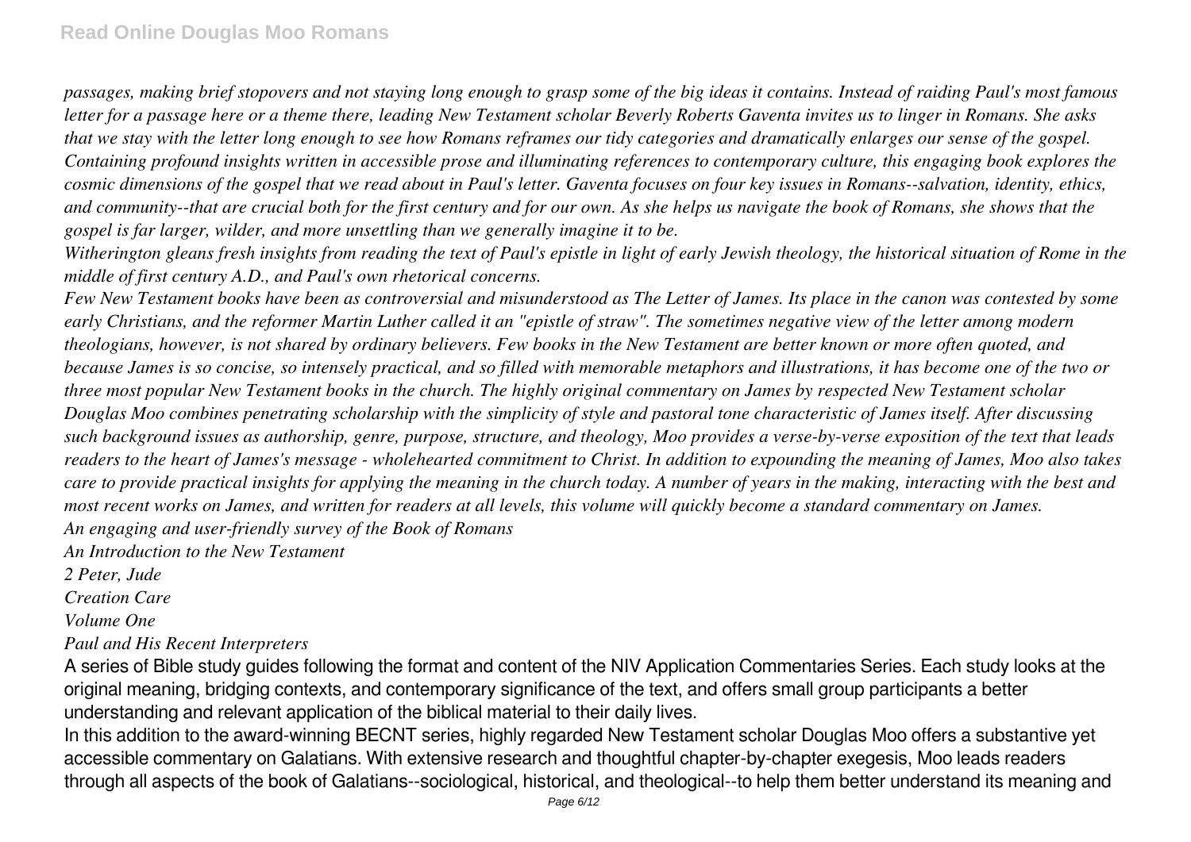*passages, making brief stopovers and not staying long enough to grasp some of the big ideas it contains. Instead of raiding Paul's most famous letter for a passage here or a theme there, leading New Testament scholar Beverly Roberts Gaventa invites us to linger in Romans. She asks that we stay with the letter long enough to see how Romans reframes our tidy categories and dramatically enlarges our sense of the gospel. Containing profound insights written in accessible prose and illuminating references to contemporary culture, this engaging book explores the cosmic dimensions of the gospel that we read about in Paul's letter. Gaventa focuses on four key issues in Romans--salvation, identity, ethics, and community--that are crucial both for the first century and for our own. As she helps us navigate the book of Romans, she shows that the gospel is far larger, wilder, and more unsettling than we generally imagine it to be.*

*Witherington gleans fresh insights from reading the text of Paul's epistle in light of early Jewish theology, the historical situation of Rome in the middle of first century A.D., and Paul's own rhetorical concerns.*

*Few New Testament books have been as controversial and misunderstood as The Letter of James. Its place in the canon was contested by some early Christians, and the reformer Martin Luther called it an "epistle of straw". The sometimes negative view of the letter among modern theologians, however, is not shared by ordinary believers. Few books in the New Testament are better known or more often quoted, and because James is so concise, so intensely practical, and so filled with memorable metaphors and illustrations, it has become one of the two or three most popular New Testament books in the church. The highly original commentary on James by respected New Testament scholar Douglas Moo combines penetrating scholarship with the simplicity of style and pastoral tone characteristic of James itself. After discussing such background issues as authorship, genre, purpose, structure, and theology, Moo provides a verse-by-verse exposition of the text that leads readers to the heart of James's message - wholehearted commitment to Christ. In addition to expounding the meaning of James, Moo also takes care to provide practical insights for applying the meaning in the church today. A number of years in the making, interacting with the best and most recent works on James, and written for readers at all levels, this volume will quickly become a standard commentary on James.*

*An engaging and user-friendly survey of the Book of Romans*

*An Introduction to the New Testament*

*2 Peter, Jude*

*Creation Care*

*Volume One*

*Paul and His Recent Interpreters*

A series of Bible study guides following the format and content of the NIV Application Commentaries Series. Each study looks at the original meaning, bridging contexts, and contemporary significance of the text, and offers small group participants a better understanding and relevant application of the biblical material to their daily lives.

In this addition to the award-winning BECNT series, highly regarded New Testament scholar Douglas Moo offers a substantive yet accessible commentary on Galatians. With extensive research and thoughtful chapter-by-chapter exegesis, Moo leads readers through all aspects of the book of Galatians--sociological, historical, and theological--to help them better understand its meaning and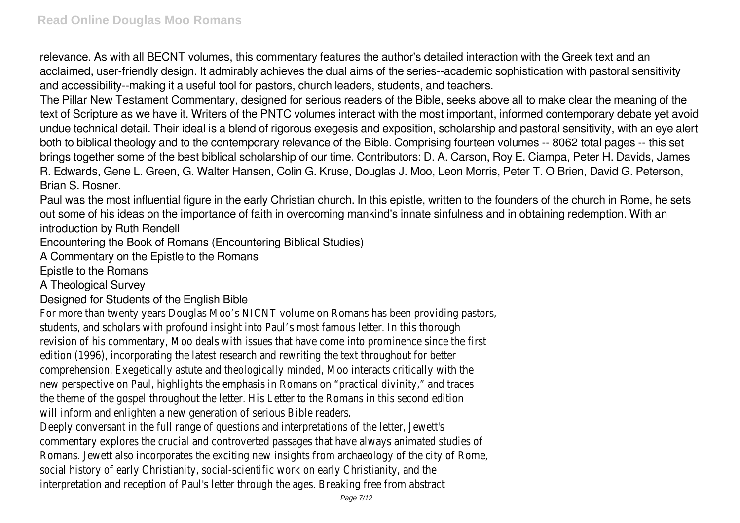relevance. As with all BECNT volumes, this commentary features the author's detailed interaction with the Greek text and an acclaimed, user-friendly design. It admirably achieves the dual aims of the series--academic sophistication with pastoral sensitivity and accessibility--making it a useful tool for pastors, church leaders, students, and teachers.

The Pillar New Testament Commentary, designed for serious readers of the Bible, seeks above all to make clear the meaning of the text of Scripture as we have it. Writers of the PNTC volumes interact with the most important, informed contemporary debate yet avoid undue technical detail. Their ideal is a blend of rigorous exegesis and exposition, scholarship and pastoral sensitivity, with an eye alert both to biblical theology and to the contemporary relevance of the Bible. Comprising fourteen volumes -- 8062 total pages -- this set brings together some of the best biblical scholarship of our time. Contributors: D. A. Carson, Roy E. Ciampa, Peter H. Davids, James R. Edwards, Gene L. Green, G. Walter Hansen, Colin G. Kruse, Douglas J. Moo, Leon Morris, Peter T. O Brien, David G. Peterson, Brian S. Rosner.

Paul was the most influential figure in the early Christian church. In this epistle, written to the founders of the church in Rome, he sets out some of his ideas on the importance of faith in overcoming mankind's innate sinfulness and in obtaining redemption. With an introduction by Ruth Rendell

Encountering the Book of Romans (Encountering Biblical Studies)

A Commentary on the Epistle to the Romans

Epistle to the Romans

A Theological Survey

Designed for Students of the English Bible

For more than twenty years Douglas Moo's NICNT volume on Romans has been providing pastors, students, and scholars with profound insight into Paul's most famous letter. In this thorough revision of his commentary, Moo deals with issues that have come into prominence since the first edition (1996), incorporating the latest research and rewriting the text throughout for better comprehension. Exegetically astute and theologically minded, Moo interacts critically with the new perspective on Paul, highlights the emphasis in Romans on "practical divinity," and traces the theme of the gospel throughout the letter. His Letter to the Romans in this second edition will inform and enlighten a new generation of serious Bible readers.

Deeply conversant in the full range of questions and interpretations of the letter, Jewett's commentary explores the crucial and controverted passages that have always animated studies of Romans. Jewett also incorporates the exciting new insights from archaeology of the city of Rome, social history of early Christianity, social-scientific work on early Christianity, and the interpretation and reception of Paul's letter through the ages. Breaking free from abstract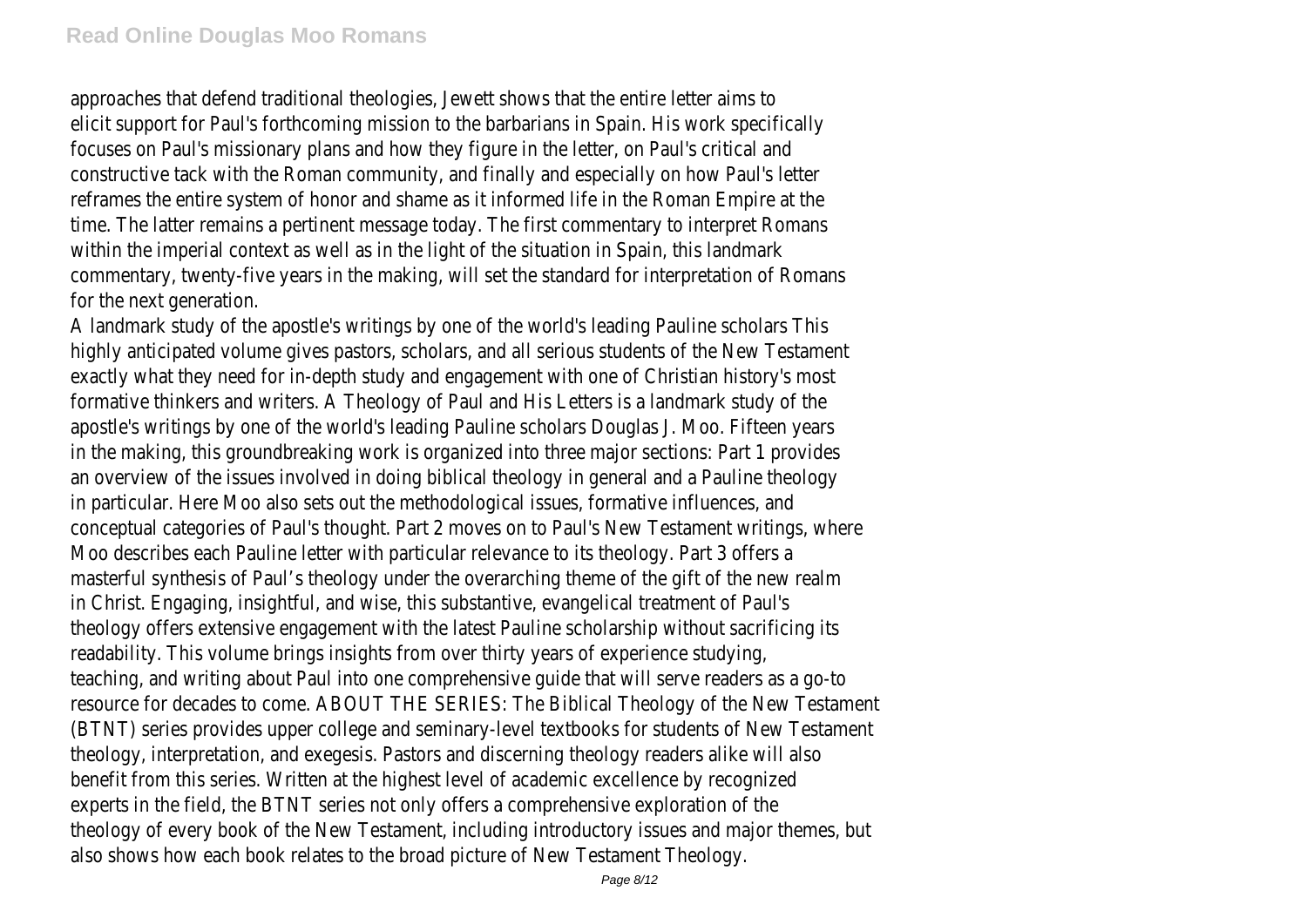approaches that defend traditional theologies, Jewett shows that the entire letter aims to elicit support for Paul's forthcoming mission to the barbarians in Spain. His work specifically focuses on Paul's missionary plans and how they figure in the letter, on Paul's critical and constructive tack with the Roman community, and finally and especially on how Paul's letter reframes the entire system of honor and shame as it informed life in the Roman Empire at the time. The latter remains a pertinent message today. The first commentary to interpret Romans within the imperial context as well as in the light of the situation in Spain, this landmark commentary, twenty-five years in the making, will set the standard for interpretation of Romans for the next generation.

A landmark study of the apostle's writings by one of the world's leading Pauline scholars This highly anticipated volume gives pastors, scholars, and all serious students of the New Testament exactly what they need for in-depth study and engagement with one of Christian history's most formative thinkers and writers. A Theology of Paul and His Letters is a landmark study of the apostle's writings by one of the world's leading Pauline scholars Douglas J. Moo. Fifteen years in the making, this groundbreaking work is organized into three major sections: Part 1 provides an overview of the issues involved in doing biblical theology in general and a Pauline theology in particular. Here Moo also sets out the methodological issues, formative influences, and conceptual categories of Paul's thought. Part 2 moves on to Paul's New Testament writings, where Moo describes each Pauline letter with particular relevance to its theology. Part 3 offers a masterful synthesis of Paul's theology under the overarching theme of the gift of the new realm in Christ. Engaging, insightful, and wise, this substantive, evangelical treatment of Paul's theology offers extensive engagement with the latest Pauline scholarship without sacrificing its readability. This volume brings insights from over thirty years of experience studying, teaching, and writing about Paul into one comprehensive guide that will serve readers as a go-to resource for decades to come. ABOUT THE SERIES: The Biblical Theology of the New Testament (BTNT) series provides upper college and seminary-level textbooks for students of New Testament theology, interpretation, and exegesis. Pastors and discerning theology readers alike will also benefit from this series. Written at the highest level of academic excellence by recognized experts in the field, the BTNT series not only offers a comprehensive exploration of the theology of every book of the New Testament, including introductory issues and major themes, but also shows how each book relates to the broad picture of New Testament Theology.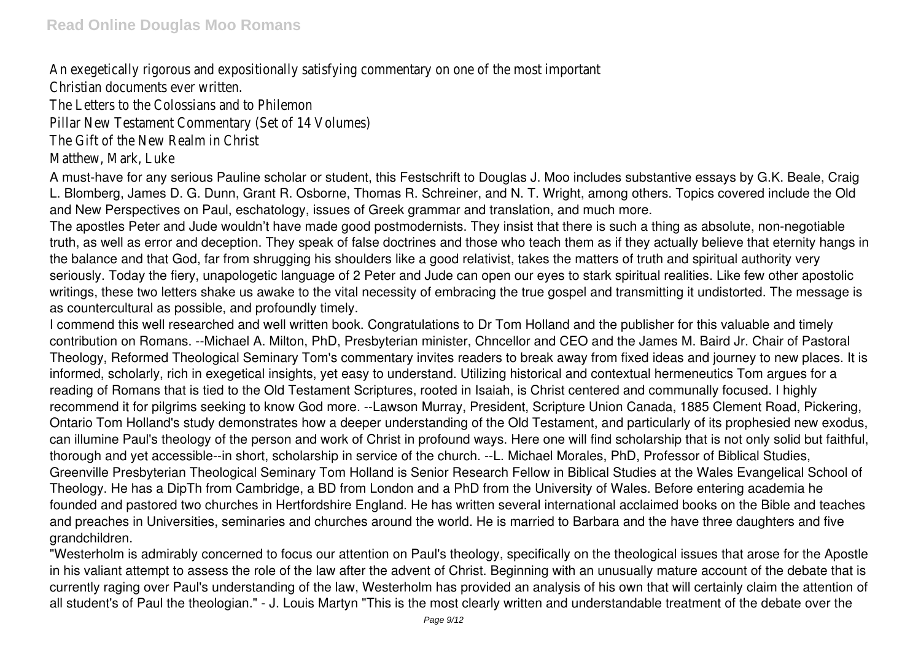An exegetically rigorous and expositionally satisfying commentary on one of the most important Christian documents ever written.

The Letters to the Colossians and to Philemon

Pillar New Testament Commentary (Set of 14 Volumes)

The Gift of the New Realm in Christ

Matthew, Mark, Luke

A must-have for any serious Pauline scholar or student, this Festschrift to Douglas J. Moo includes substantive essays by G.K. Beale, Craig L. Blomberg, James D. G. Dunn, Grant R. Osborne, Thomas R. Schreiner, and N. T. Wright, among others. Topics covered include the Old and New Perspectives on Paul, eschatology, issues of Greek grammar and translation, and much more.

The apostles Peter and Jude wouldn't have made good postmodernists. They insist that there is such a thing as absolute, non-negotiable truth, as well as error and deception. They speak of false doctrines and those who teach them as if they actually believe that eternity hangs in the balance and that God, far from shrugging his shoulders like a good relativist, takes the matters of truth and spiritual authority very seriously. Today the fiery, unapologetic language of 2 Peter and Jude can open our eyes to stark spiritual realities. Like few other apostolic writings, these two letters shake us awake to the vital necessity of embracing the true gospel and transmitting it undistorted. The message is as countercultural as possible, and profoundly timely.

I commend this well researched and well written book. Congratulations to Dr Tom Holland and the publisher for this valuable and timely contribution on Romans. --Michael A. Milton, PhD, Presbyterian minister, Chncellor and CEO and the James M. Baird Jr. Chair of Pastoral Theology, Reformed Theological Seminary Tom's commentary invites readers to break away from fixed ideas and journey to new places. It is informed, scholarly, rich in exegetical insights, yet easy to understand. Utilizing historical and contextual hermeneutics Tom argues for a reading of Romans that is tied to the Old Testament Scriptures, rooted in Isaiah, is Christ centered and communally focused. I highly recommend it for pilgrims seeking to know God more. --Lawson Murray, President, Scripture Union Canada, 1885 Clement Road, Pickering, Ontario Tom Holland's study demonstrates how a deeper understanding of the Old Testament, and particularly of its prophesied new exodus, can illumine Paul's theology of the person and work of Christ in profound ways. Here one will find scholarship that is not only solid but faithful, thorough and yet accessible--in short, scholarship in service of the church. --L. Michael Morales, PhD, Professor of Biblical Studies, Greenville Presbyterian Theological Seminary Tom Holland is Senior Research Fellow in Biblical Studies at the Wales Evangelical School of Theology. He has a DipTh from Cambridge, a BD from London and a PhD from the University of Wales. Before entering academia he founded and pastored two churches in Hertfordshire England. He has written several international acclaimed books on the Bible and teaches and preaches in Universities, seminaries and churches around the world. He is married to Barbara and the have three daughters and five grandchildren.

"Westerholm is admirably concerned to focus our attention on Paul's theology, specifically on the theological issues that arose for the Apostle in his valiant attempt to assess the role of the law after the advent of Christ. Beginning with an unusually mature account of the debate that is currently raging over Paul's understanding of the law, Westerholm has provided an analysis of his own that will certainly claim the attention of all student's of Paul the theologian." - J. Louis Martyn "This is the most clearly written and understandable treatment of the debate over the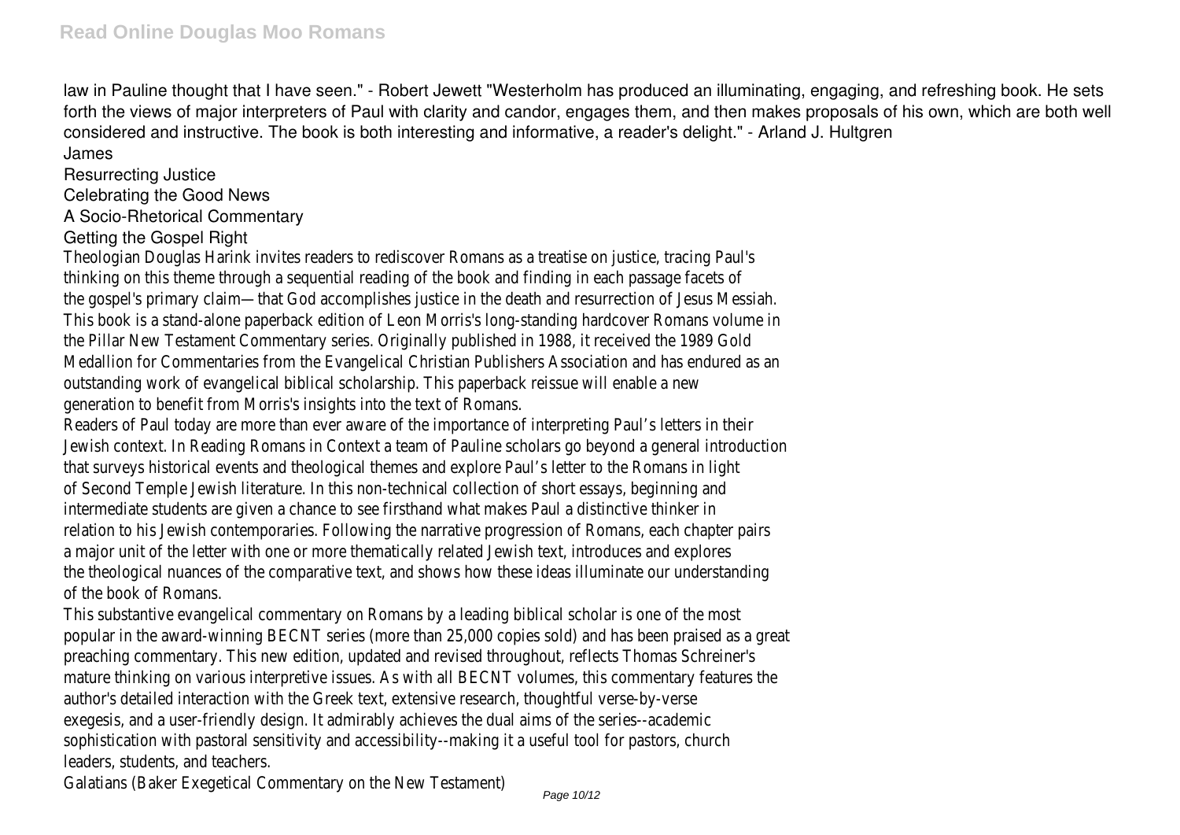law in Pauline thought that I have seen." - Robert Jewett "Westerholm has produced an illuminating, engaging, and refreshing book. He sets forth the views of major interpreters of Paul with clarity and candor, engages them, and then makes proposals of his own, which are both well considered and instructive. The book is both interesting and informative, a reader's delight." - Arland J. Hultgren

James

Resurrecting Justice

Celebrating the Good News

A Socio-Rhetorical Commentary

Getting the Gospel Right

Theologian Douglas Harink invites readers to rediscover Romans as a treatise on justice, tracing Paul's thinking on this theme through a sequential reading of the book and finding in each passage facets of the gospel's primary claim—that God accomplishes justice in the death and resurrection of Jesus Messiah.

This book is a stand-alone paperback edition of Leon Morris's long-standing hardcover Romans volume in the Pillar New Testament Commentary series. Originally published in 1988, it received the 1989 Gold Medallion for Commentaries from the Evangelical Christian Publishers Association and has endured as an outstanding work of evangelical biblical scholarship. This paperback reissue will enable a new generation to benefit from Morris's insights into the text of Romans.

Readers of Paul today are more than ever aware of the importance of interpreting Paul's letters in their Jewish context. In Reading Romans in Context a team of Pauline scholars go beyond a general introduction that surveys historical events and theological themes and explore Paul's letter to the Romans in light of Second Temple Jewish literature. In this non-technical collection of short essays, beginning and intermediate students are given a chance to see firsthand what makes Paul a distinctive thinker in relation to his Jewish contemporaries. Following the narrative progression of Romans, each chapter pairs a major unit of the letter with one or more thematically related Jewish text, introduces and explores the theological nuances of the comparative text, and shows how these ideas illuminate our understanding of the book of Romans.

This substantive evangelical commentary on Romans by a leading biblical scholar is one of the most popular in the award-winning BECNT series (more than 25,000 copies sold) and has been praised as a great preaching commentary. This new edition, updated and revised throughout, reflects Thomas Schreiner's mature thinking on various interpretive issues. As with all BECNT volumes, this commentary features the author's detailed interaction with the Greek text, extensive research, thoughtful verse-by-verse exegesis, and a user-friendly design. It admirably achieves the dual aims of the series--academic sophistication with pastoral sensitivity and accessibility--making it a useful tool for pastors, church leaders, students, and teachers.

Galatians (Baker Exegetical Commentary on the New Testament)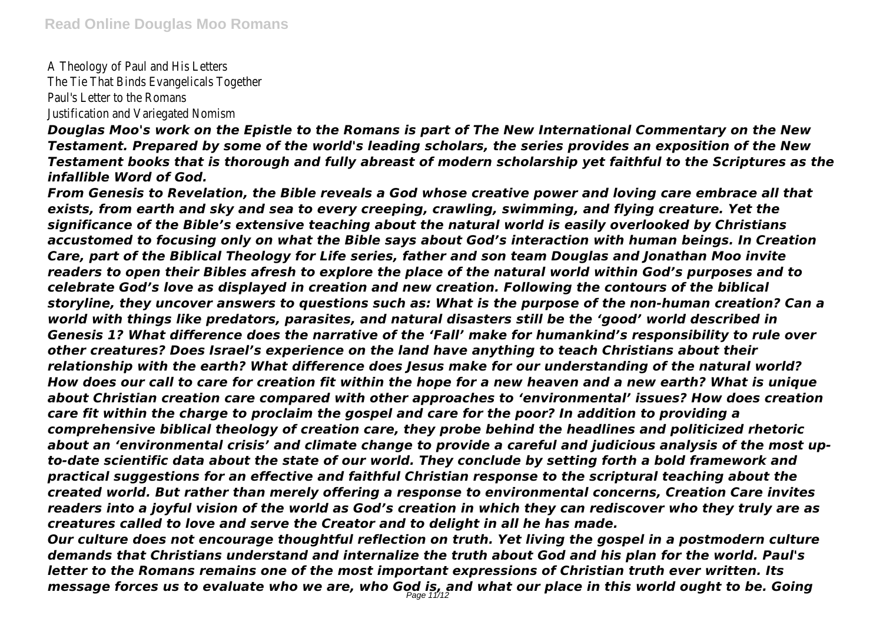A Theology of Paul and His Letters
The Tie That Binds Evangelicals Together
Paul's Letter to the Romans
Justification and Variegated Nomism

***Douglas Moo's work on the Epistle to the Romans is part of The New International Commentary on the New Testament. Prepared by some of the world's leading scholars, the series provides an exposition of the New Testament books that is thorough and fully abreast of modern scholarship yet faithful to the Scriptures as the infallible Word of God.***

***From Genesis to Revelation, the Bible reveals a God whose creative power and loving care embrace all that exists, from earth and sky and sea to every creeping, crawling, swimming, and flying creature. Yet the significance of the Bible's extensive teaching about the natural world is easily overlooked by Christians accustomed to focusing only on what the Bible says about God's interaction with human beings. In Creation Care, part of the Biblical Theology for Life series, father and son team Douglas and Jonathan Moo invite readers to open their Bibles afresh to explore the place of the natural world within God's purposes and to celebrate God's love as displayed in creation and new creation. Following the contours of the biblical storyline, they uncover answers to questions such as: What is the purpose of the non-human creation? Can a world with things like predators, parasites, and natural disasters still be the 'good' world described in Genesis 1? What difference does the narrative of the 'Fall' make for humankind's responsibility to rule over other creatures? Does Israel's experience on the land have anything to teach Christians about their relationship with the earth? What difference does Jesus make for our understanding of the natural world? How does our call to care for creation fit within the hope for a new heaven and a new earth? What is unique about Christian creation care compared with other approaches to 'environmental' issues? How does creation care fit within the charge to proclaim the gospel and care for the poor? In addition to providing a comprehensive biblical theology of creation care, they probe behind the headlines and politicized rhetoric about an 'environmental crisis' and climate change to provide a careful and judicious analysis of the most up-to-date scientific data about the state of our world. They conclude by setting forth a bold framework and practical suggestions for an effective and faithful Christian response to the scriptural teaching about the created world. But rather than merely offering a response to environmental concerns, Creation Care invites readers into a joyful vision of the world as God's creation in which they can rediscover who they truly are as creatures called to love and serve the Creator and to delight in all he has made.***

***Our culture does not encourage thoughtful reflection on truth. Yet living the gospel in a postmodern culture demands that Christians understand and internalize the truth about God and his plan for the world. Paul's letter to the Romans remains one of the most important expressions of Christian truth ever written. Its message forces us to evaluate who we are, who God is, and what our place in this world ought to be. Going***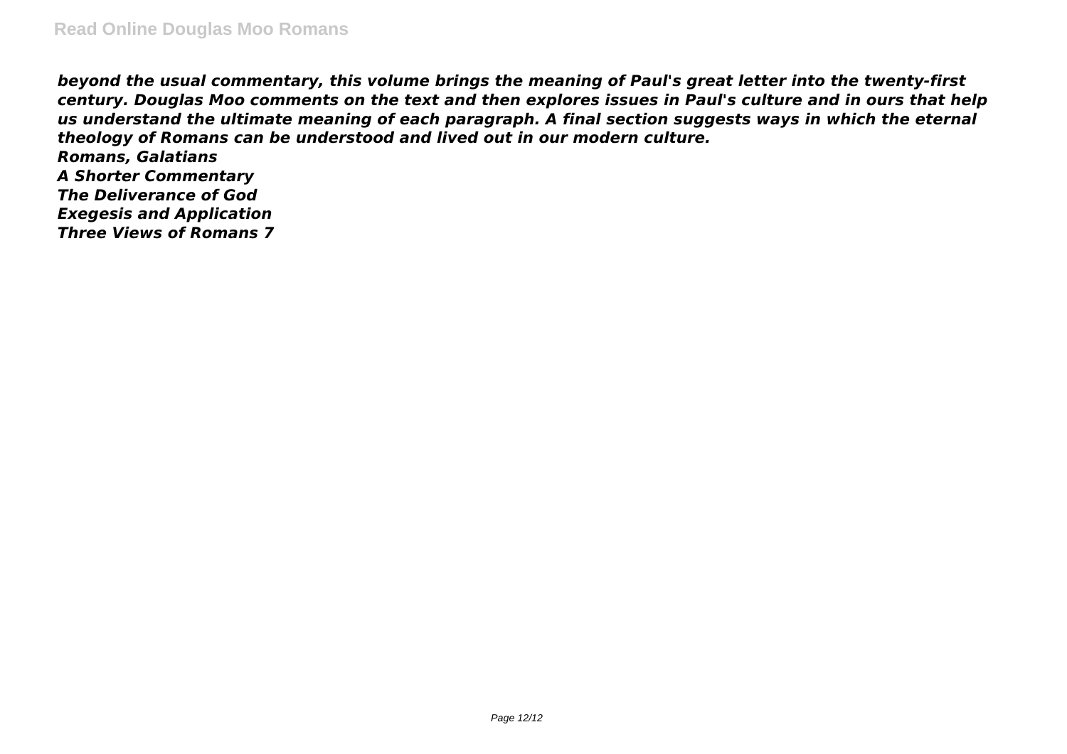*beyond the usual commentary, this volume brings the meaning of Paul's great letter into the twenty-first century. Douglas Moo comments on the text and then explores issues in Paul's culture and in ours that help us understand the ultimate meaning of each paragraph. A final section suggests ways in which the eternal theology of Romans can be understood and lived out in our modern culture.*

*Romans, Galatians*

*A Shorter Commentary*

*The Deliverance of God*

*Exegesis and Application*

*Three Views of Romans 7*